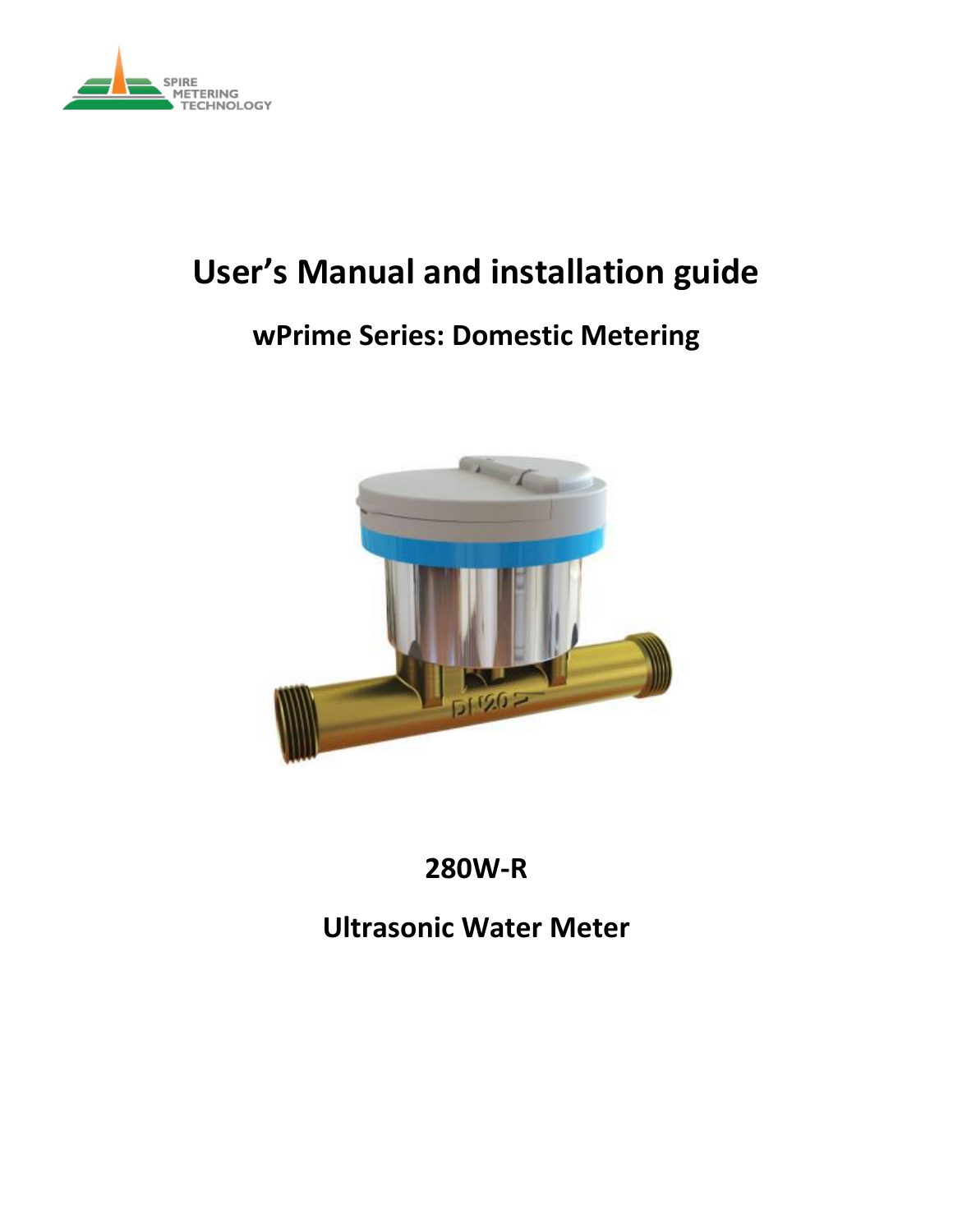# User's Manual and installation guide

## wPrime Series: Domestic Metering

## 280W-R

## Ultrasonic Water Meter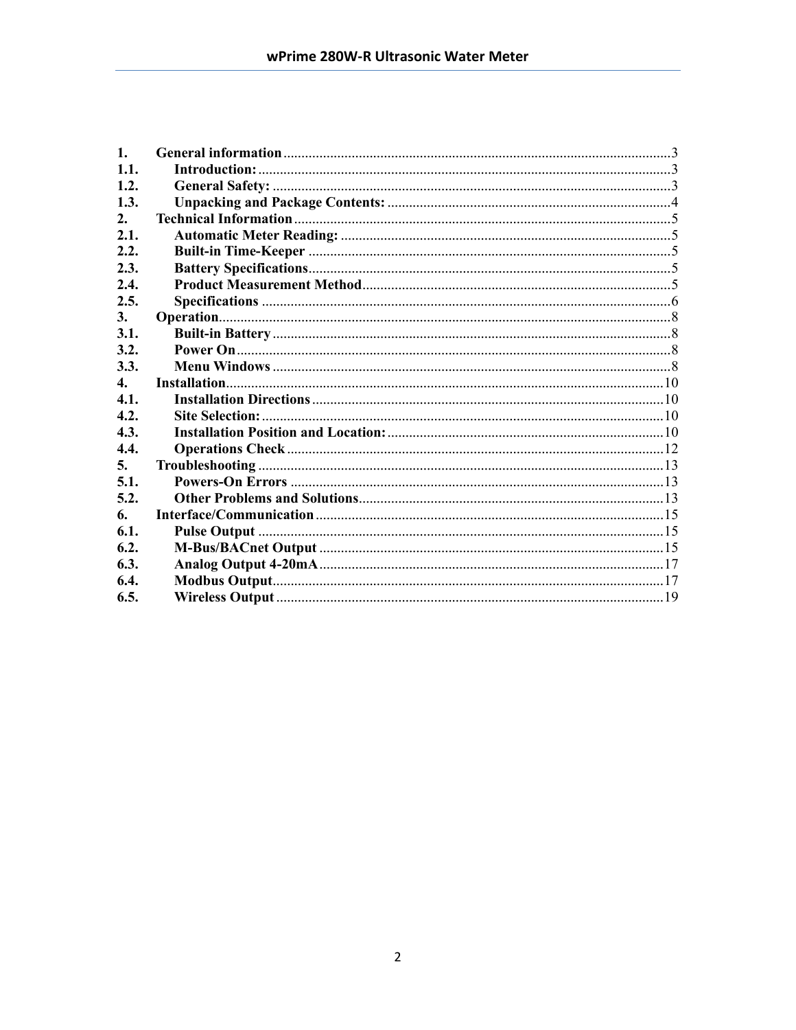| | | |
|---|---|---|
| **1.** | **General information** | 3 |
| **1.1.** | **Introduction:** | 3 |
| **1.2.** | **General Safety:** | 3 |
| **1.3.** | **Unpacking and Package Contents:** | 4 |
| **2.** | **Technical Information** | 5 |
| **2.1.** | **Automatic Meter Reading:** | 5 |
| **2.2.** | **Built-in Time-Keeper** | 5 |
| **2.3.** | **Battery Specifications** | 5 |
| **2.4.** | **Product Measurement Method** | 5 |
| **2.5.** | **Specifications** | 6 |
| **3.** | **Operation** | 8 |
| **3.1.** | **Built-in Battery** | 8 |
| **3.2.** | **Power On** | 8 |
| **3.3.** | **Menu Windows** | 8 |
| **4.** | **Installation** | 10 |
| **4.1.** | **Installation Directions** | 10 |
| **4.2.** | **Site Selection:** | 10 |
| **4.3.** | **Installation Position and Location:** | 10 |
| **4.4.** | **Operations Check** | 12 |
| **5.** | **Troubleshooting** | 13 |
| **5.1.** | **Powers-On Errors** | 13 |
| **5.2.** | **Other Problems and Solutions** | 13 |
| **6.** | **Interface/Communication** | 15 |
| **6.1.** | **Pulse Output** | 15 |
| **6.2.** | **M-Bus/BACnet Output** | 15 |
| **6.3.** | **Analog Output 4-20mA** | 17 |
| **6.4.** | **Modbus Output** | 17 |
| **6.5.** | **Wireless Output** | 19 |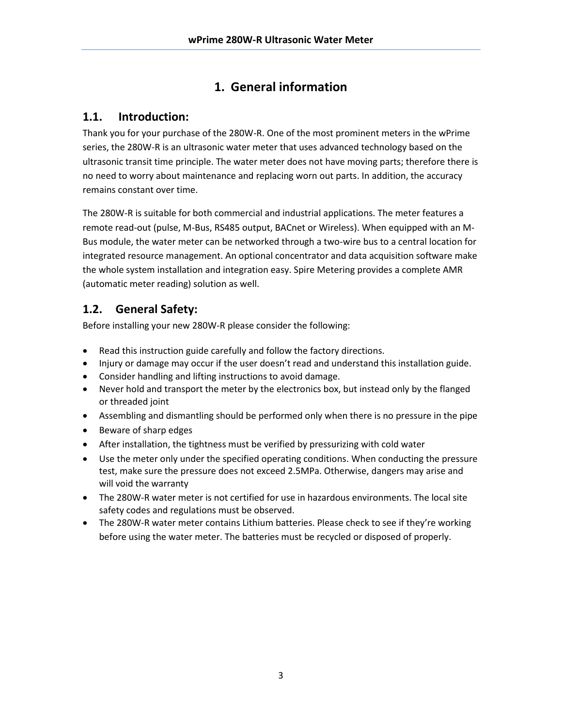# 1. General information

## 1.1. Introduction:

Thank you for your purchase of the 280W-R. One of the most prominent meters in the wPrime series, the 280W-R is an ultrasonic water meter that uses advanced technology based on the ultrasonic transit time principle. The water meter does not have moving parts; therefore there is no need to worry about maintenance and replacing worn out parts. In addition, the accuracy remains constant over time.

The 280W-R is suitable for both commercial and industrial applications. The meter features a remote read-out (pulse, M-Bus, RS485 output, BACnet or Wireless). When equipped with an M-Bus module, the water meter can be networked through a two-wire bus to a central location for integrated resource management. An optional concentrator and data acquisition software make the whole system installation and integration easy. Spire Metering provides a complete AMR (automatic meter reading) solution as well.

## 1.2. General Safety:

Before installing your new 280W-R please consider the following:

- Read this instruction guide carefully and follow the factory directions.
- Injury or damage may occur if the user doesn't read and understand this installation guide.
- Consider handling and lifting instructions to avoid damage.
- Never hold and transport the meter by the electronics box, but instead only by the flanged or threaded joint
- Assembling and dismantling should be performed only when there is no pressure in the pipe
- Beware of sharp edges
- After installation, the tightness must be verified by pressurizing with cold water
- Use the meter only under the specified operating conditions. When conducting the pressure test, make sure the pressure does not exceed 2.5MPa. Otherwise, dangers may arise and will void the warranty
- The 280W-R water meter is not certified for use in hazardous environments. The local site safety codes and regulations must be observed.
- The 280W-R water meter contains Lithium batteries. Please check to see if they're working before using the water meter. The batteries must be recycled or disposed of properly.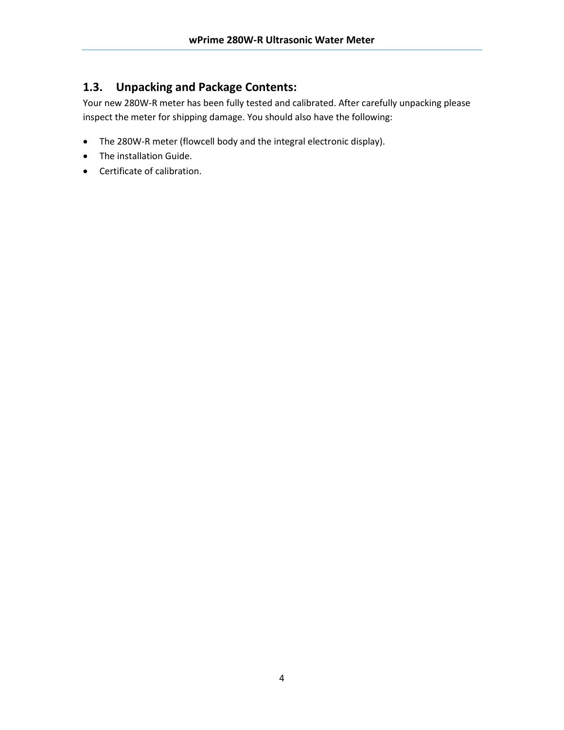## 1.3. Unpacking and Package Contents:

Your new 280W-R meter has been fully tested and calibrated. After carefully unpacking please inspect the meter for shipping damage. You should also have the following:

- The 280W-R meter (flowcell body and the integral electronic display).
- The installation Guide.
- Certificate of calibration.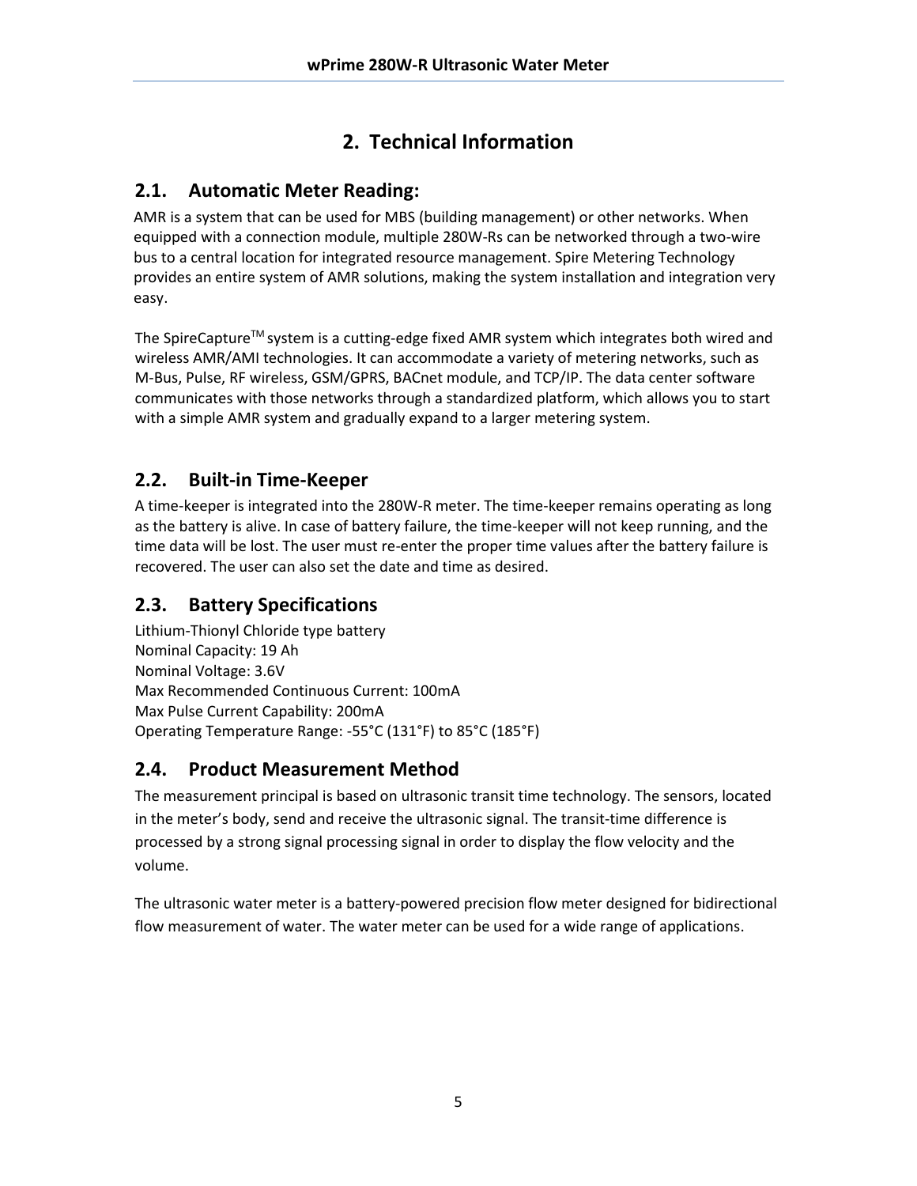# 2. Technical Information

## 2.1. Automatic Meter Reading:

AMR is a system that can be used for MBS (building management) or other networks. When equipped with a connection module, multiple 280W-Rs can be networked through a two-wire bus to a central location for integrated resource management. Spire Metering Technology provides an entire system of AMR solutions, making the system installation and integration very easy.

The SpireCapture™ system is a cutting-edge fixed AMR system which integrates both wired and wireless AMR/AMI technologies. It can accommodate a variety of metering networks, such as M-Bus, Pulse, RF wireless, GSM/GPRS, BACnet module, and TCP/IP. The data center software communicates with those networks through a standardized platform, which allows you to start with a simple AMR system and gradually expand to a larger metering system.

## 2.2. Built-in Time-Keeper

A time-keeper is integrated into the 280W-R meter. The time-keeper remains operating as long as the battery is alive. In case of battery failure, the time-keeper will not keep running, and the time data will be lost. The user must re-enter the proper time values after the battery failure is recovered. The user can also set the date and time as desired.

## 2.3. Battery Specifications

Lithium-Thionyl Chloride type battery
Nominal Capacity: 19 Ah
Nominal Voltage: 3.6V
Max Recommended Continuous Current: 100mA
Max Pulse Current Capability: 200mA
Operating Temperature Range: -55°C (131°F) to 85°C (185°F)

## 2.4. Product Measurement Method

The measurement principal is based on ultrasonic transit time technology. The sensors, located in the meter's body, send and receive the ultrasonic signal. The transit-time difference is processed by a strong signal processing signal in order to display the flow velocity and the volume.

The ultrasonic water meter is a battery-powered precision flow meter designed for bidirectional flow measurement of water. The water meter can be used for a wide range of applications.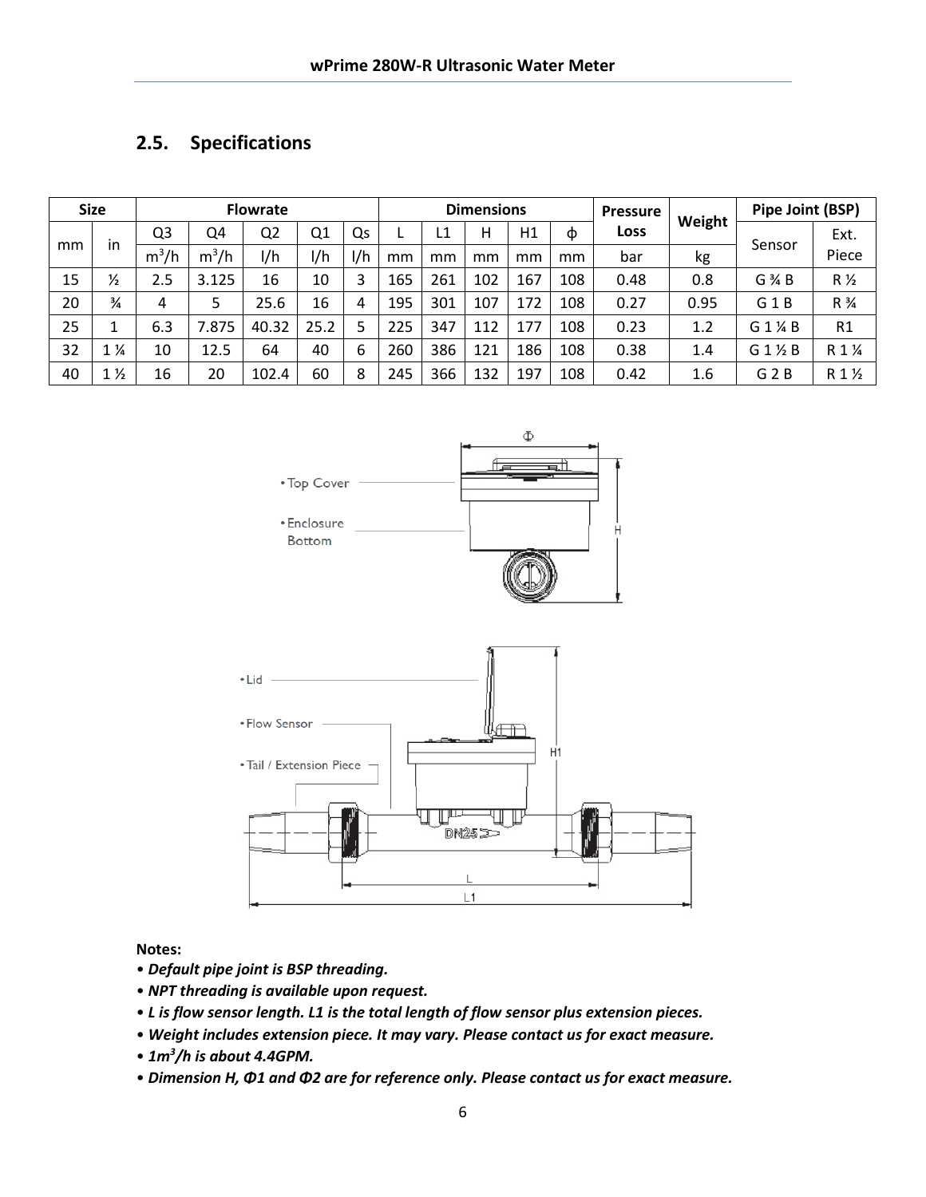## 2.5. Specifications

| Size | | Flowrate | | | | | Dimensions | | | | | Pressure Loss | Weight | Pipe Joint (BSP) | |
|---|---|---|---|---|---|---|---|---|---|---|---|---|---|---|---|
| mm | in | Q3 | Q4 | Q2 | Q1 | Qs | L | L1 | H | H1 | ϕ | | | Sensor | Ext. Piece |
| | | $m^3/h$ | $m^3/h$ | l/h | l/h | l/h | mm | mm | mm | mm | mm | bar | kg | | |
| 15 | ½ | 2.5 | 3.125 | 16 | 10 | 3 | 165 | 261 | 102 | 167 | 108 | 0.48 | 0.8 | G ¾ B | R ½ |
| 20 | ¾ | 4 | 5 | 25.6 | 16 | 4 | 195 | 301 | 107 | 172 | 108 | 0.27 | 0.95 | G 1 B | R ¾ |
| 25 | 1 | 6.3 | 7.875 | 40.32 | 25.2 | 5 | 225 | 347 | 112 | 177 | 108 | 0.23 | 1.2 | G 1 ¼ B | R1 |
| 32 | 1 ¼ | 10 | 12.5 | 64 | 40 | 6 | 260 | 386 | 121 | 186 | 108 | 0.38 | 1.4 | G 1 ½ B | R 1 ¼ |
| 40 | 1 ½ | 16 | 20 | 102.4 | 60 | 8 | 245 | 366 | 132 | 197 | 108 | 0.42 | 1.6 | G 2 B | R 1 ½ |

**Notes:**

- ***Default pipe joint is BSP threading.***
- ***NPT threading is available upon request.***
- ***L is flow sensor length. L1 is the total length of flow sensor plus extension pieces.***
- ***Weight includes extension piece. It may vary. Please contact us for exact measure.***
- ***1$m^3$/h is about 4.4GPM.***
- ***Dimension H, Φ1 and Φ2 are for reference only. Please contact us for exact measure.***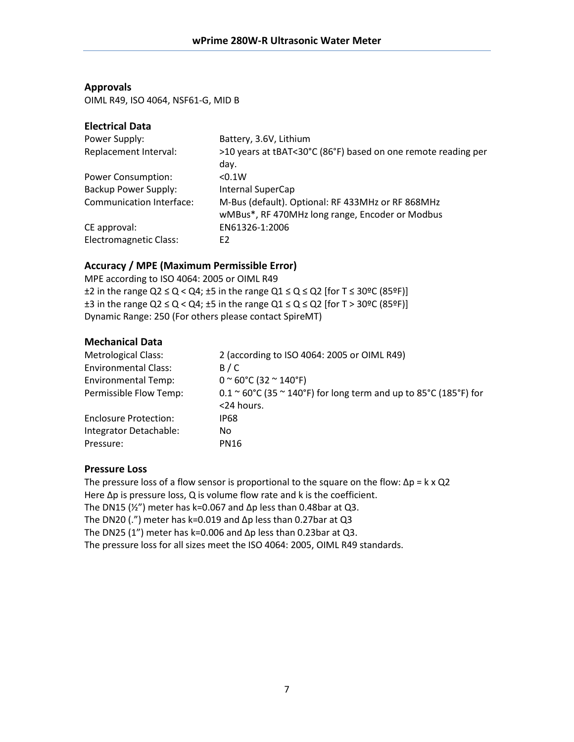### Approvals

OIML R49, ISO 4064, NSF61-G, MID B

### Electrical Data

| | |
|---|---|
| Power Supply: | Battery, 3.6V, Lithium |
| Replacement Interval: | >10 years at tBAT<30°C (86°F) based on one remote reading per day. |
| Power Consumption: | <0.1W |
| Backup Power Supply: | Internal SuperCap |
| Communication Interface: | M-Bus (default). Optional: RF 433MHz or RF 868MHz wMBus*, RF 470MHz long range, Encoder or Modbus |
| CE approval: | EN61326-1:2006 |
| Electromagnetic Class: | E2 |

### Accuracy / MPE (Maximum Permissible Error)

MPE according to ISO 4064: 2005 or OIML R49
±2 in the range $Q2 \leq Q < Q4$; ±5 in the range $Q1 \leq Q \leq Q2$ [for T ≤ 30ºC (85ºF)]
±3 in the range $Q2 \leq Q < Q4$; ±5 in the range $Q1 \leq Q \leq Q2$ [for T > 30ºC (85ºF)]
Dynamic Range: 250 (For others please contact SpireMT)

### Mechanical Data

| | |
|---|---|
| Metrological Class: | 2 (according to ISO 4064: 2005 or OIML R49) |
| Environmental Class: | B / C |
| Environmental Temp: | 0 ~ 60°C (32 ~ 140°F) |
| Permissible Flow Temp: | 0.1 ~ 60°C (35 ~ 140°F) for long term and up to 85°C (185°F) for <24 hours. |
| Enclosure Protection: | IP68 |
| Integrator Detachable: | No |
| Pressure: | PN16 |

### Pressure Loss

The pressure loss of a flow sensor is proportional to the square on the flow: $\Delta p = k \times Q2$
Here Δp is pressure loss, Q is volume flow rate and k is the coefficient.
The DN15 (½”) meter has k=0.067 and Δp less than 0.48bar at Q3.
The DN20 (.”) meter has k=0.019 and Δp less than 0.27bar at Q3
The DN25 (1”) meter has k=0.006 and Δp less than 0.23bar at Q3.
The pressure loss for all sizes meet the ISO 4064: 2005, OIML R49 standards.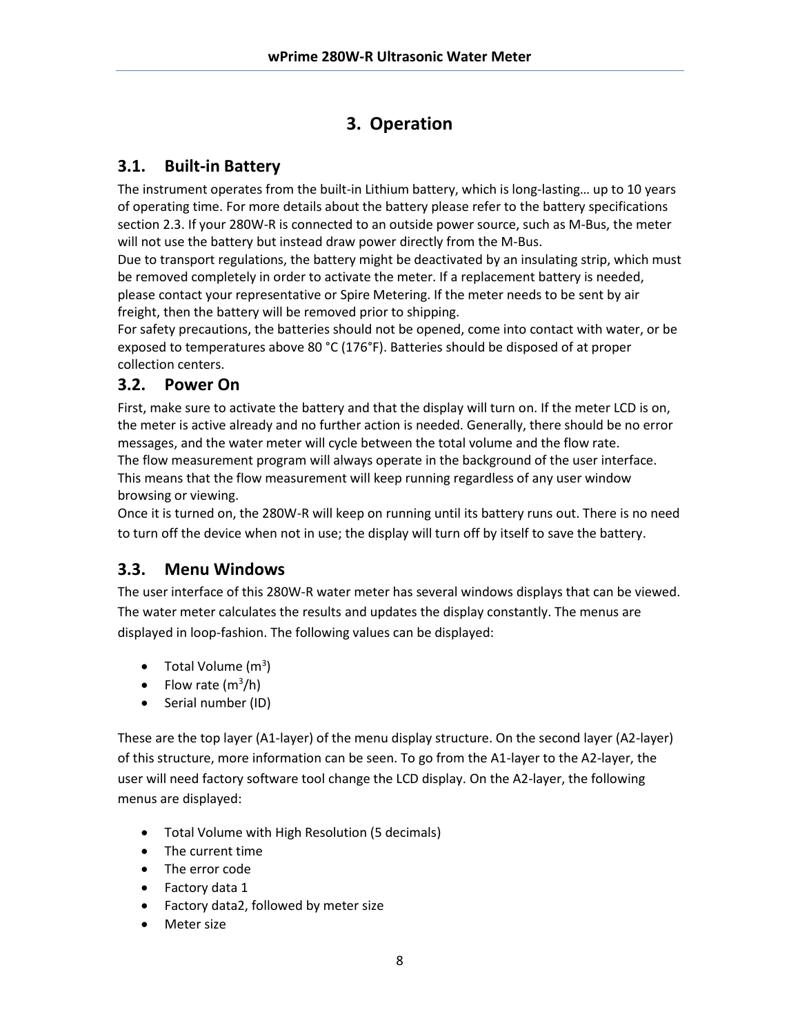# 3. Operation

## 3.1. Built-in Battery

The instrument operates from the built-in Lithium battery, which is long-lasting… up to 10 years of operating time. For more details about the battery please refer to the battery specifications section 2.3. If your 280W-R is connected to an outside power source, such as M-Bus, the meter will not use the battery but instead draw power directly from the M-Bus.
Due to transport regulations, the battery might be deactivated by an insulating strip, which must be removed completely in order to activate the meter. If a replacement battery is needed, please contact your representative or Spire Metering. If the meter needs to be sent by air freight, then the battery will be removed prior to shipping.
For safety precautions, the batteries should not be opened, come into contact with water, or be exposed to temperatures above 80 °C (176°F). Batteries should be disposed of at proper collection centers.

## 3.2. Power On

First, make sure to activate the battery and that the display will turn on. If the meter LCD is on, the meter is active already and no further action is needed. Generally, there should be no error messages, and the water meter will cycle between the total volume and the flow rate.
The flow measurement program will always operate in the background of the user interface. This means that the flow measurement will keep running regardless of any user window browsing or viewing.
Once it is turned on, the 280W-R will keep on running until its battery runs out. There is no need to turn off the device when not in use; the display will turn off by itself to save the battery.

## 3.3. Menu Windows

The user interface of this 280W-R water meter has several windows displays that can be viewed. The water meter calculates the results and updates the display constantly. The menus are displayed in loop-fashion. The following values can be displayed:

- Total Volume ($m^3$)
- Flow rate ($m^3/h$)
- Serial number (ID)

These are the top layer (A1-layer) of the menu display structure. On the second layer (A2-layer) of this structure, more information can be seen. To go from the A1-layer to the A2-layer, the user will need factory software tool change the LCD display. On the A2-layer, the following menus are displayed:

- Total Volume with High Resolution (5 decimals)
- The current time
- The error code
- Factory data 1
- Factory data2, followed by meter size
- Meter size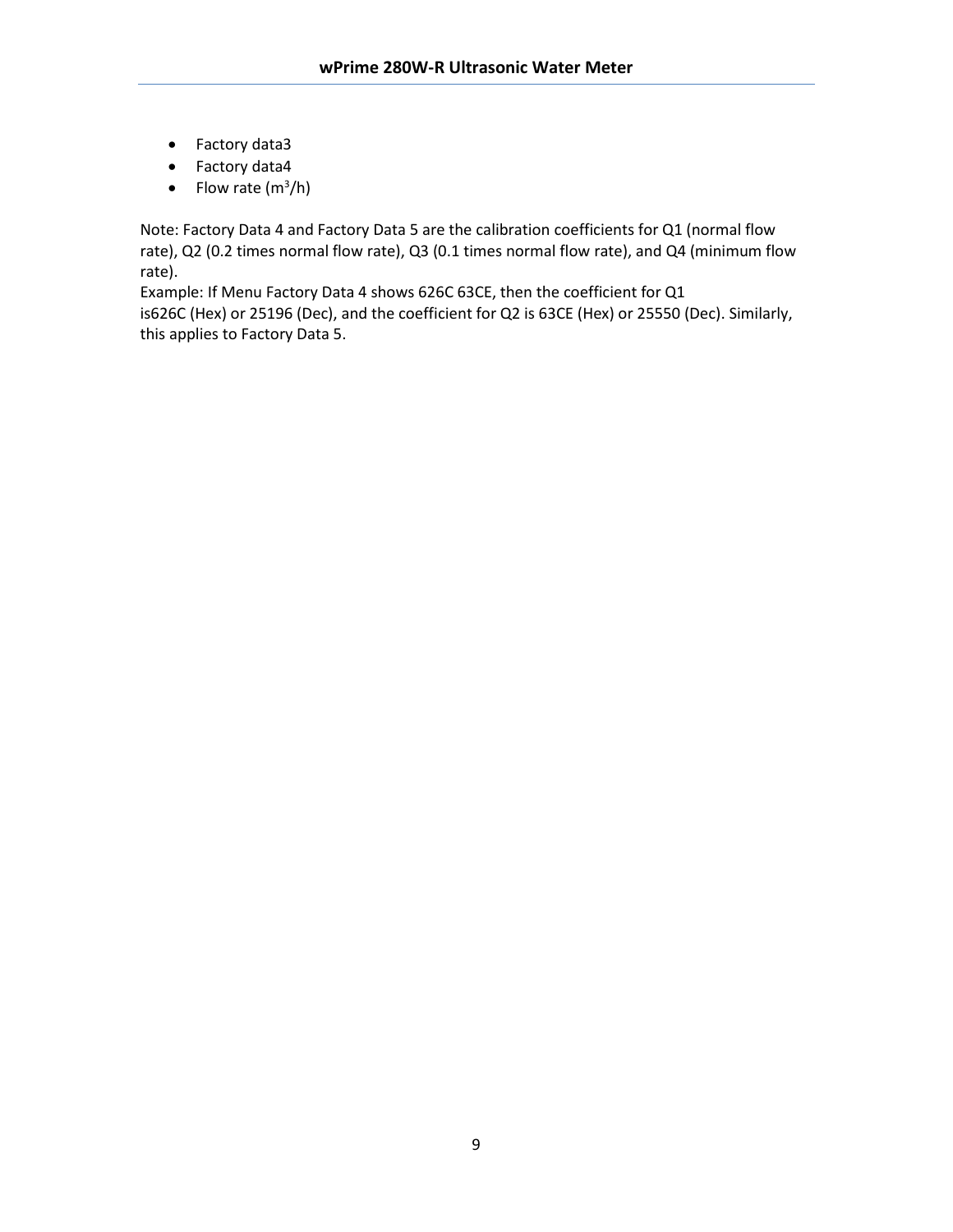- Factory data3
- Factory data4
- Flow rate ($m^3$/h)

Note: Factory Data 4 and Factory Data 5 are the calibration coefficients for Q1 (normal flow rate), Q2 (0.2 times normal flow rate), Q3 (0.1 times normal flow rate), and Q4 (minimum flow rate).
Example: If Menu Factory Data 4 shows 626C 63CE, then the coefficient for Q1 is626C (Hex) or 25196 (Dec), and the coefficient for Q2 is 63CE (Hex) or 25550 (Dec). Similarly, this applies to Factory Data 5.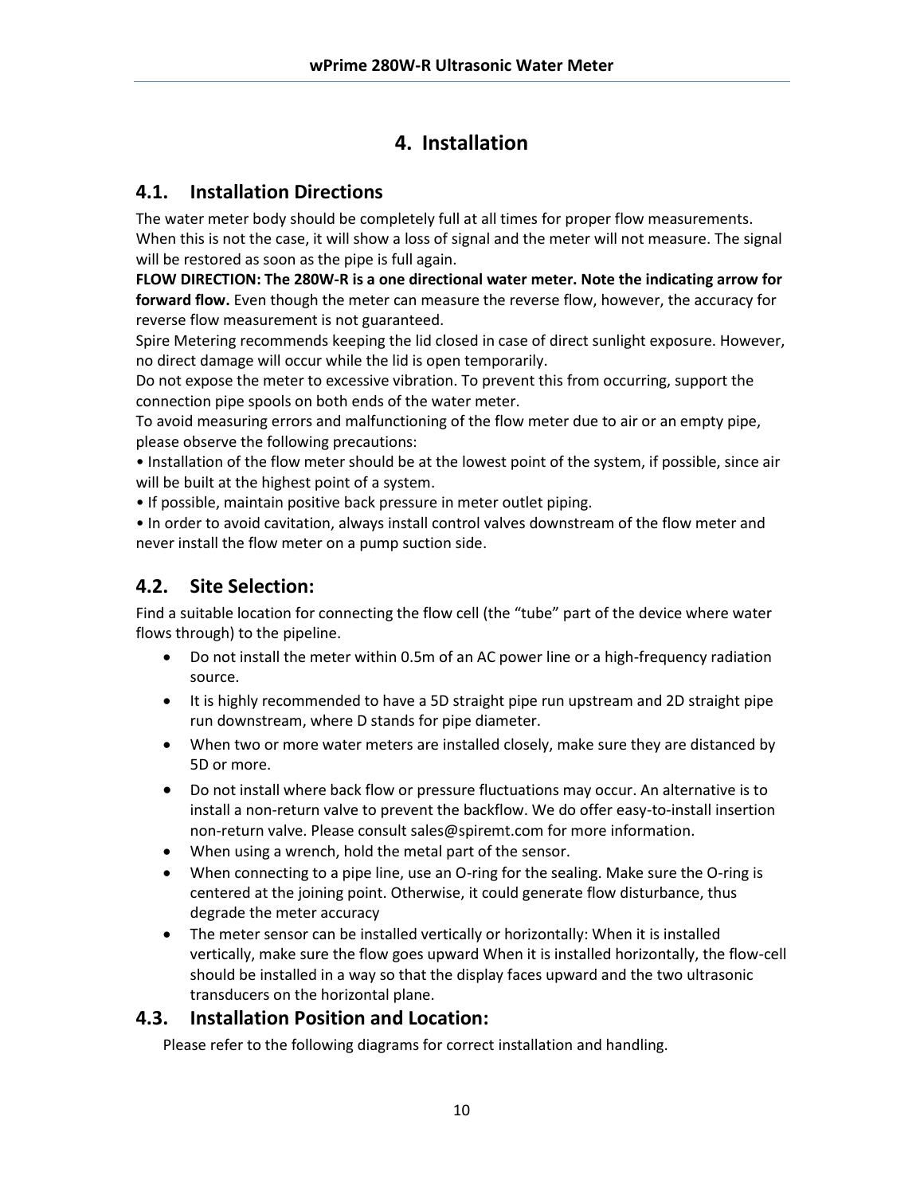# 4. Installation

## 4.1. Installation Directions

The water meter body should be completely full at all times for proper flow measurements. When this is not the case, it will show a loss of signal and the meter will not measure. The signal will be restored as soon as the pipe is full again.

**FLOW DIRECTION: The 280W-R is a one directional water meter. Note the indicating arrow for forward flow.** Even though the meter can measure the reverse flow, however, the accuracy for reverse flow measurement is not guaranteed.

Spire Metering recommends keeping the lid closed in case of direct sunlight exposure. However, no direct damage will occur while the lid is open temporarily.

Do not expose the meter to excessive vibration. To prevent this from occurring, support the connection pipe spools on both ends of the water meter.

To avoid measuring errors and malfunctioning of the flow meter due to air or an empty pipe, please observe the following precautions:

• Installation of the flow meter should be at the lowest point of the system, if possible, since air will be built at the highest point of a system.

• If possible, maintain positive back pressure in meter outlet piping.

• In order to avoid cavitation, always install control valves downstream of the flow meter and never install the flow meter on a pump suction side.

## 4.2. Site Selection:

Find a suitable location for connecting the flow cell (the "tube" part of the device where water flows through) to the pipeline.

- Do not install the meter within 0.5m of an AC power line or a high-frequency radiation source.
- It is highly recommended to have a 5D straight pipe run upstream and 2D straight pipe run downstream, where D stands for pipe diameter.
- When two or more water meters are installed closely, make sure they are distanced by 5D or more.
- Do not install where back flow or pressure fluctuations may occur. An alternative is to install a non-return valve to prevent the backflow. We do offer easy-to-install insertion non-return valve. Please consult sales@spiremt.com for more information.
- When using a wrench, hold the metal part of the sensor.
- When connecting to a pipe line, use an O-ring for the sealing. Make sure the O-ring is centered at the joining point. Otherwise, it could generate flow disturbance, thus degrade the meter accuracy
- The meter sensor can be installed vertically or horizontally: When it is installed vertically, make sure the flow goes upward When it is installed horizontally, the flow-cell should be installed in a way so that the display faces upward and the two ultrasonic transducers on the horizontal plane.

## 4.3. Installation Position and Location:

Please refer to the following diagrams for correct installation and handling.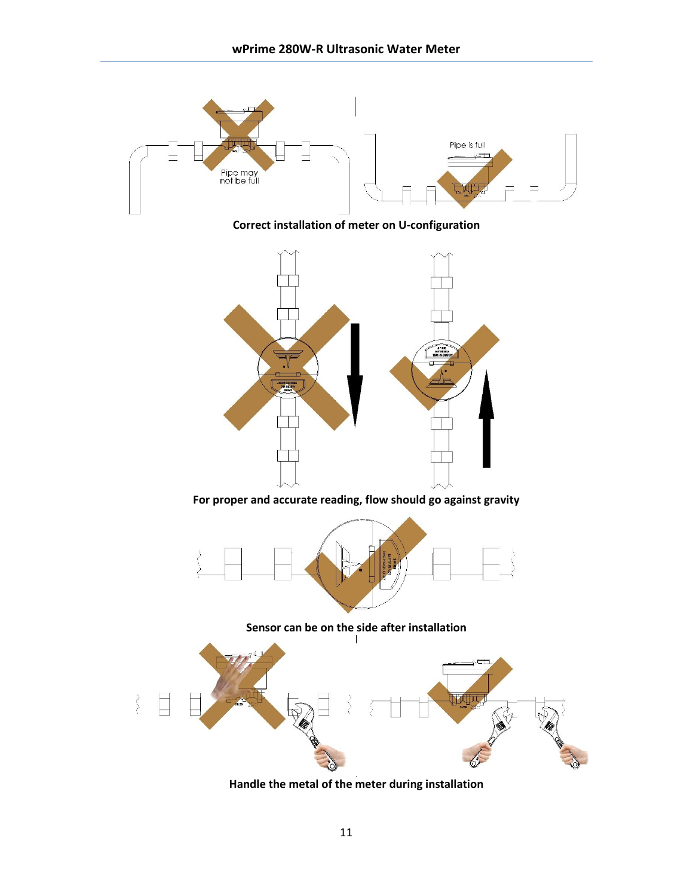Pipe may not be full

Pipe is full

**Correct installation of meter on U-configuration**

**For proper and accurate reading, flow should go against gravity**

**Sensor can be on the side after installation**

**Handle the metal of the meter during installation**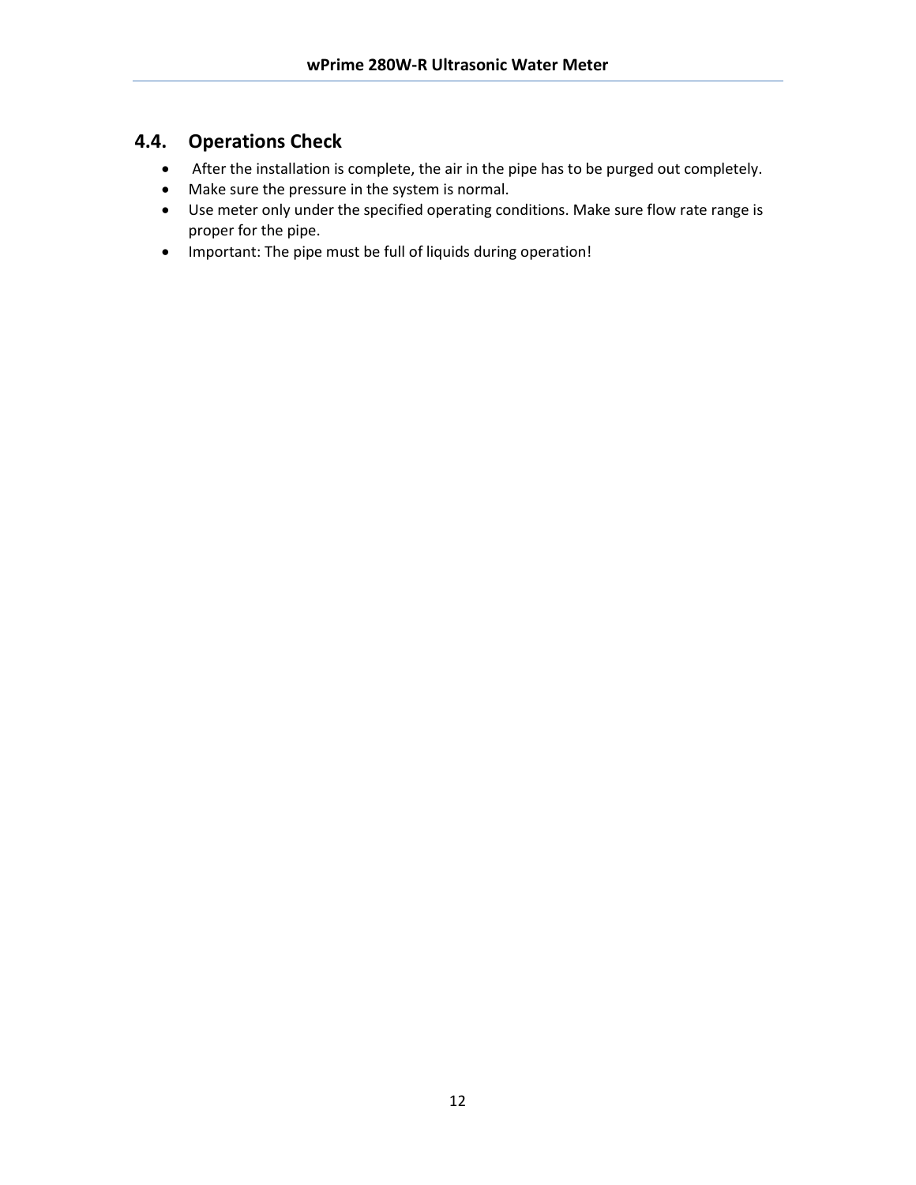## 4.4. Operations Check

- After the installation is complete, the air in the pipe has to be purged out completely.
- Make sure the pressure in the system is normal.
- Use meter only under the specified operating conditions. Make sure flow rate range is proper for the pipe.
- Important: The pipe must be full of liquids during operation!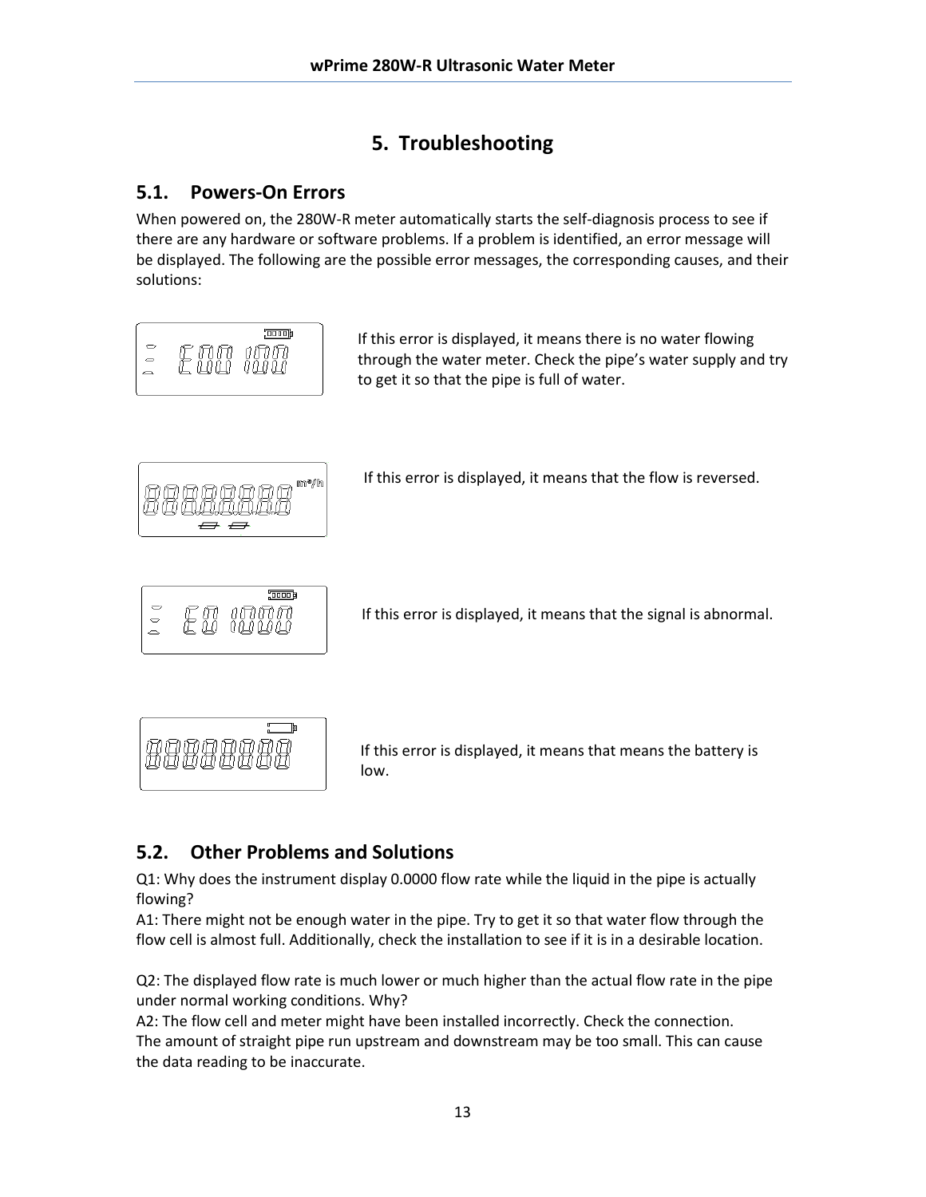# 5. Troubleshooting

## 5.1. Powers-On Errors

When powered on, the 280W-R meter automatically starts the self-diagnosis process to see if there are any hardware or software problems. If a problem is identified, an error message will be displayed. The following are the possible error messages, the corresponding causes, and their solutions:

If this error is displayed, it means there is no water flowing through the water meter. Check the pipe's water supply and try to get it so that the pipe is full of water.

If this error is displayed, it means that the flow is reversed.

If this error is displayed, it means that the signal is abnormal.

If this error is displayed, it means that means the battery is low.

## 5.2. Other Problems and Solutions

Q1: Why does the instrument display 0.0000 flow rate while the liquid in the pipe is actually flowing?
A1: There might not be enough water in the pipe. Try to get it so that water flow through the flow cell is almost full. Additionally, check the installation to see if it is in a desirable location.

Q2: The displayed flow rate is much lower or much higher than the actual flow rate in the pipe under normal working conditions. Why?
A2: The flow cell and meter might have been installed incorrectly. Check the connection. The amount of straight pipe run upstream and downstream may be too small. This can cause the data reading to be inaccurate.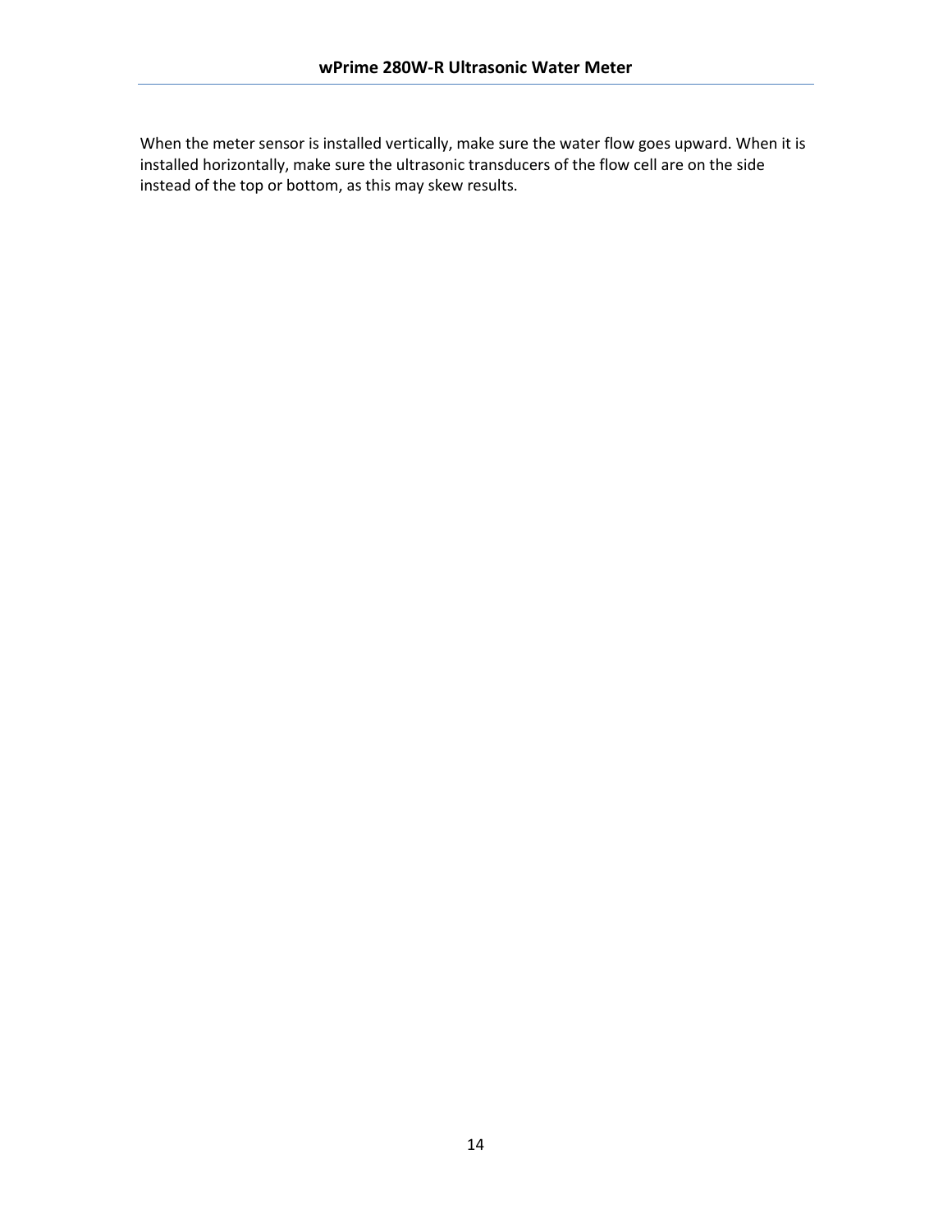When the meter sensor is installed vertically, make sure the water flow goes upward. When it is installed horizontally, make sure the ultrasonic transducers of the flow cell are on the side instead of the top or bottom, as this may skew results.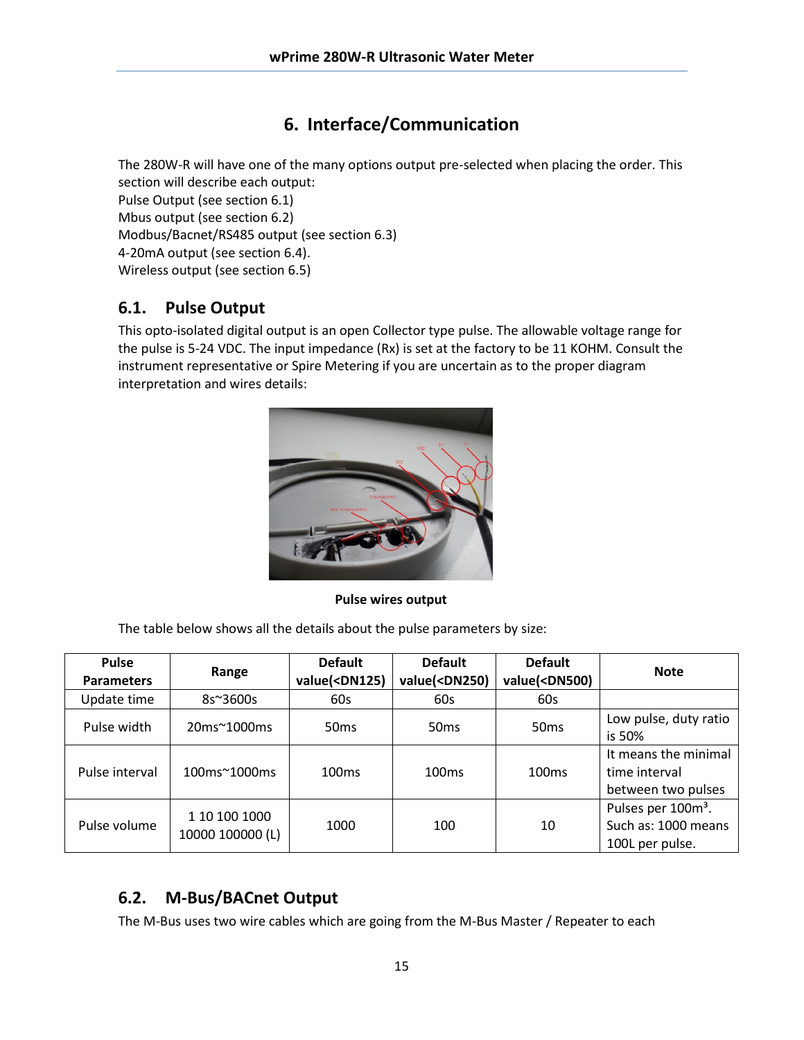# 6. Interface/Communication

The 280W-R will have one of the many options output pre-selected when placing the order. This section will describe each output:
Pulse Output (see section 6.1)
Mbus output (see section 6.2)
Modbus/Bacnet/RS485 output (see section 6.3)
4-20mA output (see section 6.4).
Wireless output (see section 6.5)

## 6.1. Pulse Output

This opto-isolated digital output is an open Collector type pulse. The allowable voltage range for the pulse is 5-24 VDC. The input impedance (Rx) is set at the factory to be 11 KOHM. Consult the instrument representative or Spire Metering if you are uncertain as to the proper diagram interpretation and wires details:

**Pulse wires output**

The table below shows all the details about the pulse parameters by size:

| Pulse Parameters | Range | Default value(<DN125) | Default value(<DN250) | Default value(<DN500) | Note |
|---|---|---|---|---|---|
| Update time | 8s~3600s | 60s | 60s | 60s | |
| Pulse width | 20ms~1000ms | 50ms | 50ms | 50ms | Low pulse, duty ratio is 50% |
| Pulse interval | 100ms~1000ms | 100ms | 100ms | 100ms | It means the minimal time interval between two pulses |
| Pulse volume | 1 10 100 1000 10000 100000 (L) | 1000 | 100 | 10 | Pulses per 100m³. Such as: 1000 means 100L per pulse. |

## 6.2. M-Bus/BACnet Output

The M-Bus uses two wire cables which are going from the M-Bus Master / Repeater to each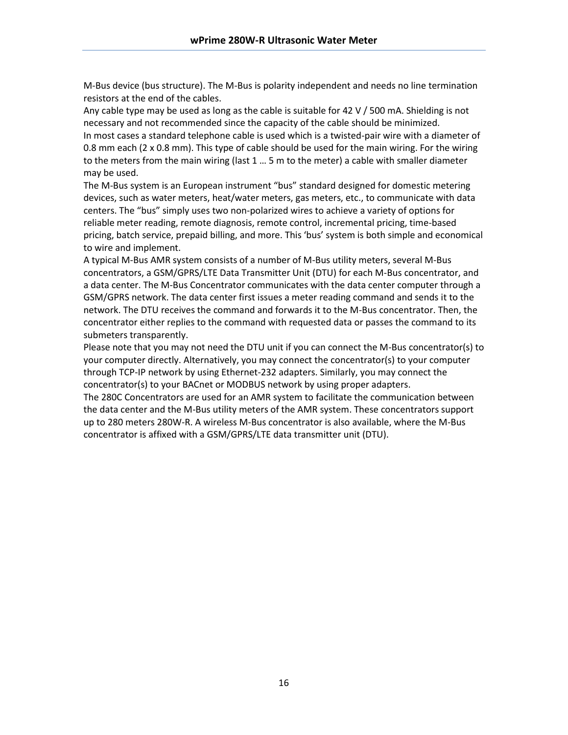M-Bus device (bus structure). The M-Bus is polarity independent and needs no line termination resistors at the end of the cables.

Any cable type may be used as long as the cable is suitable for 42 V / 500 mA. Shielding is not necessary and not recommended since the capacity of the cable should be minimized.

In most cases a standard telephone cable is used which is a twisted-pair wire with a diameter of 0.8 mm each (2 x 0.8 mm). This type of cable should be used for the main wiring. For the wiring to the meters from the main wiring (last 1 … 5 m to the meter) a cable with smaller diameter may be used.

The M-Bus system is an European instrument "bus" standard designed for domestic metering devices, such as water meters, heat/water meters, gas meters, etc., to communicate with data centers. The "bus" simply uses two non-polarized wires to achieve a variety of options for reliable meter reading, remote diagnosis, remote control, incremental pricing, time-based pricing, batch service, prepaid billing, and more. This 'bus' system is both simple and economical to wire and implement.

A typical M-Bus AMR system consists of a number of M-Bus utility meters, several M-Bus concentrators, a GSM/GPRS/LTE Data Transmitter Unit (DTU) for each M-Bus concentrator, and a data center. The M-Bus Concentrator communicates with the data center computer through a GSM/GPRS network. The data center first issues a meter reading command and sends it to the network. The DTU receives the command and forwards it to the M-Bus concentrator. Then, the concentrator either replies to the command with requested data or passes the command to its submeters transparently.

Please note that you may not need the DTU unit if you can connect the M-Bus concentrator(s) to your computer directly. Alternatively, you may connect the concentrator(s) to your computer through TCP-IP network by using Ethernet-232 adapters. Similarly, you may connect the concentrator(s) to your BACnet or MODBUS network by using proper adapters.

The 280C Concentrators are used for an AMR system to facilitate the communication between the data center and the M-Bus utility meters of the AMR system. These concentrators support up to 280 meters 280W-R. A wireless M-Bus concentrator is also available, where the M-Bus concentrator is affixed with a GSM/GPRS/LTE data transmitter unit (DTU).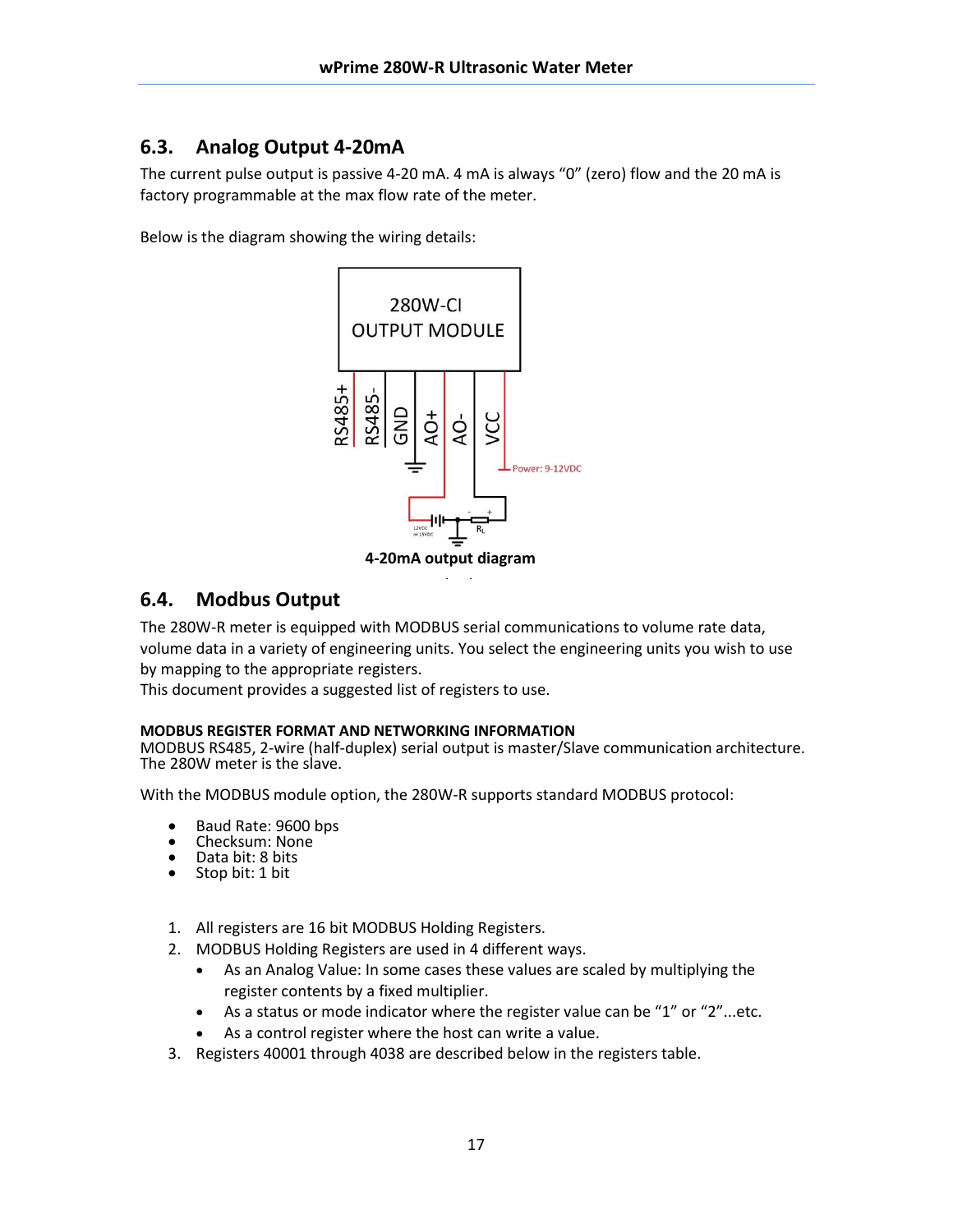## 6.3. Analog Output 4-20mA

The current pulse output is passive 4-20 mA. 4 mA is always "0" (zero) flow and the 20 mA is factory programmable at the max flow rate of the meter.

Below is the diagram showing the wiring details:

**4-20mA output diagram**

## 6.4. Modbus Output

The 280W-R meter is equipped with MODBUS serial communications to volume rate data, volume data in a variety of engineering units. You select the engineering units you wish to use by mapping to the appropriate registers.
This document provides a suggested list of registers to use.

**MODBUS REGISTER FORMAT AND NETWORKING INFORMATION**
MODBUS RS485, 2-wire (half-duplex) serial output is master/Slave communication architecture. The 280W meter is the slave.

With the MODBUS module option, the 280W-R supports standard MODBUS protocol:

- Baud Rate: 9600 bps
- Checksum: None
- Data bit: 8 bits
- Stop bit: 1 bit

1. All registers are 16 bit MODBUS Holding Registers.
2. MODBUS Holding Registers are used in 4 different ways.
   - As an Analog Value: In some cases these values are scaled by multiplying the register contents by a fixed multiplier.
   - As a status or mode indicator where the register value can be "1" or "2"...etc.
   - As a control register where the host can write a value.
3. Registers 40001 through 4038 are described below in the registers table.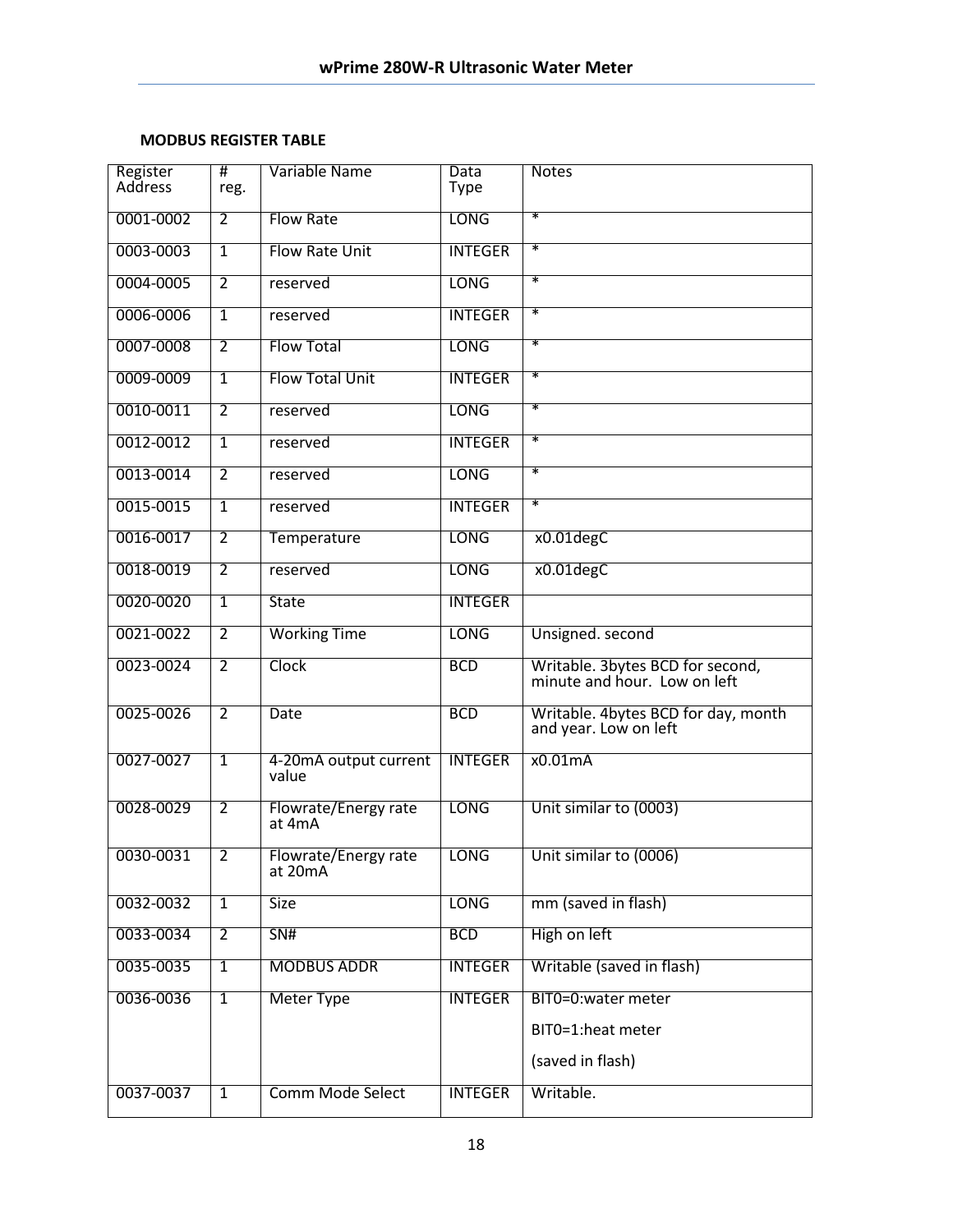**MODBUS REGISTER TABLE**

| Register Address | # reg. | Variable Name | Data Type | Notes |
|---|---|---|---|---|
| 0001-0002 | 2 | Flow Rate | LONG | * |
| 0003-0003 | 1 | Flow Rate Unit | INTEGER | * |
| 0004-0005 | 2 | reserved | LONG | * |
| 0006-0006 | 1 | reserved | INTEGER | * |
| 0007-0008 | 2 | Flow Total | LONG | * |
| 0009-0009 | 1 | Flow Total Unit | INTEGER | * |
| 0010-0011 | 2 | reserved | LONG | * |
| 0012-0012 | 1 | reserved | INTEGER | * |
| 0013-0014 | 2 | reserved | LONG | * |
| 0015-0015 | 1 | reserved | INTEGER | * |
| 0016-0017 | 2 | Temperature | LONG | x0.01degC |
| 0018-0019 | 2 | reserved | LONG | x0.01degC |
| 0020-0020 | 1 | State | INTEGER | |
| 0021-0022 | 2 | Working Time | LONG | Unsigned. second |
| 0023-0024 | 2 | Clock | BCD | Writable. 3bytes BCD for second, minute and hour. Low on left |
| 0025-0026 | 2 | Date | BCD | Writable. 4bytes BCD for day, month and year. Low on left |
| 0027-0027 | 1 | 4-20mA output current value | INTEGER | x0.01mA |
| 0028-0029 | 2 | Flowrate/Energy rate at 4mA | LONG | Unit similar to (0003) |
| 0030-0031 | 2 | Flowrate/Energy rate at 20mA | LONG | Unit similar to (0006) |
| 0032-0032 | 1 | Size | LONG | mm (saved in flash) |
| 0033-0034 | 2 | SN# | BCD | High on left |
| 0035-0035 | 1 | MODBUS ADDR | INTEGER | Writable (saved in flash) |
| 0036-0036 | 1 | Meter Type | INTEGER | BIT0=0:water meter<br>BIT0=1:heat meter<br>(saved in flash) |
| 0037-0037 | 1 | Comm Mode Select | INTEGER | Writable. |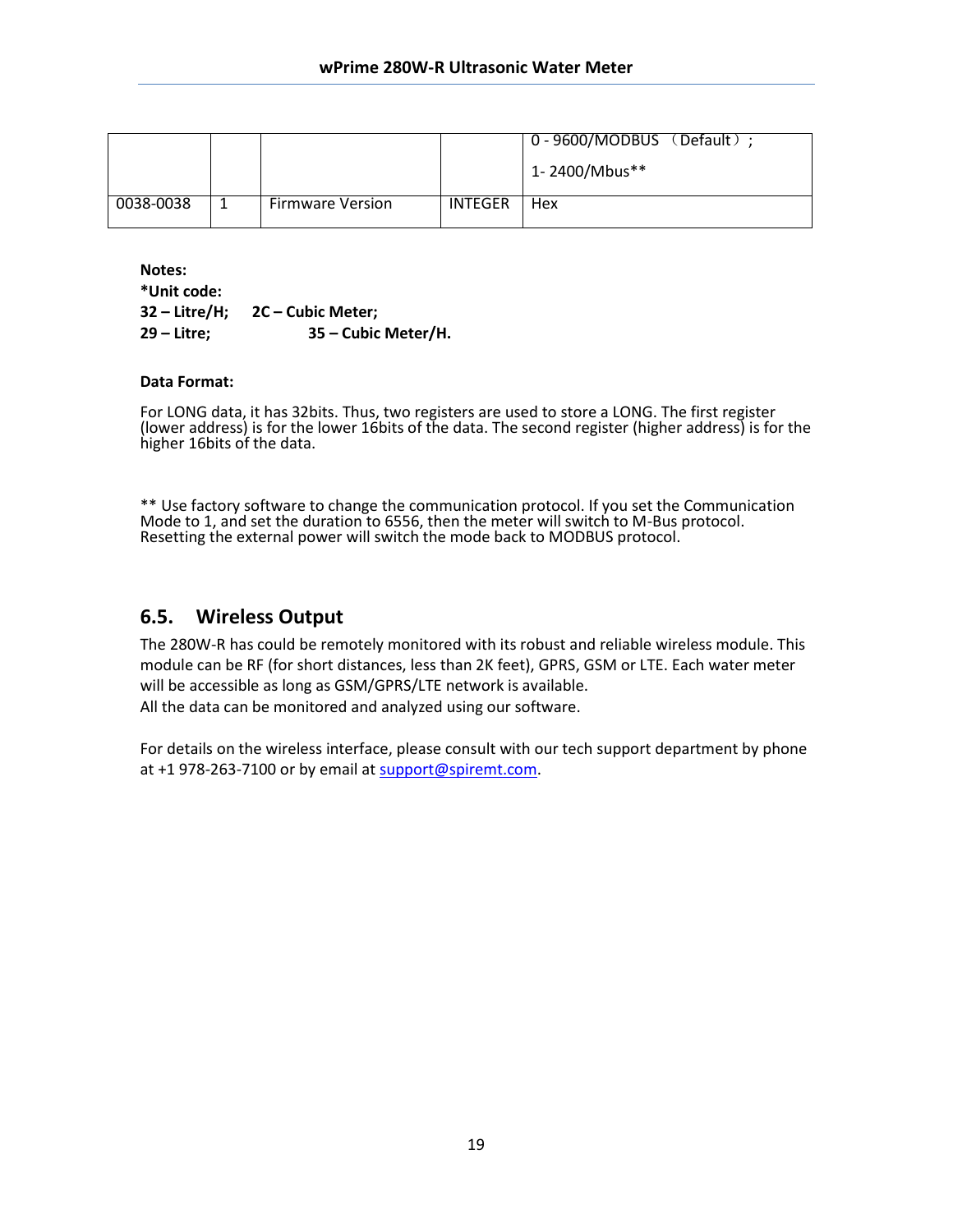| | | | | |
|---|---|---|---|---|
| | | | | 0 - 9600/MODBUS （Default）;<br>1- 2400/Mbus** |
| 0038-0038 | 1 | Firmware Version | INTEGER | Hex |

**Notes:**

**\*Unit code:**

**32 – Litre/H;  2C – Cubic Meter;**

**29 – Litre;  35 – Cubic Meter/H.**

**Data Format:**

For LONG data, it has 32bits. Thus, two registers are used to store a LONG. The first register (lower address) is for the lower 16bits of the data. The second register (higher address) is for the higher 16bits of the data.

** Use factory software to change the communication protocol. If you set the Communication Mode to 1, and set the duration to 6556, then the meter will switch to M-Bus protocol. Resetting the external power will switch the mode back to MODBUS protocol.

## 6.5. Wireless Output

The 280W-R has could be remotely monitored with its robust and reliable wireless module. This module can be RF (for short distances, less than 2K feet), GPRS, GSM or LTE. Each water meter will be accessible as long as GSM/GPRS/LTE network is available.
All the data can be monitored and analyzed using our software.

For details on the wireless interface, please consult with our tech support department by phone at +1 978-263-7100 or by email at support@spiremt.com.